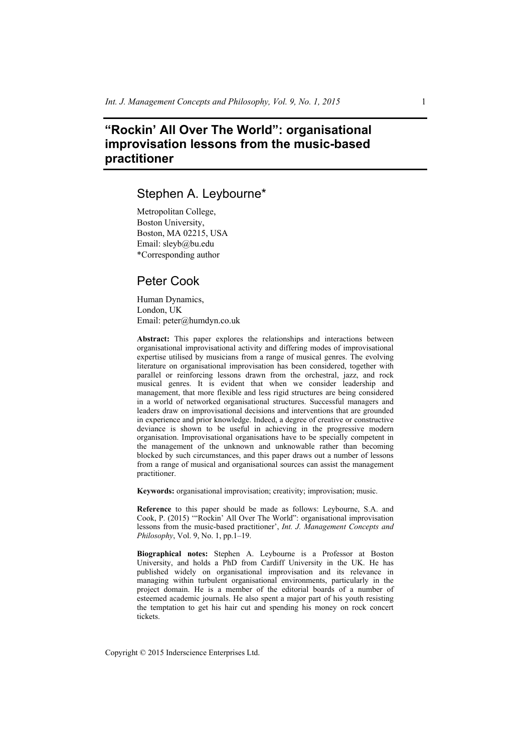# "Rockin' All Over The World": organisational improvisation lessons from the music-based practitioner

## Stephen A. Leybourne*

Metropolitan College,
Boston University,
Boston, MA 02215, USA
Email: sleyb@bu.edu
*Corresponding author

## Peter Cook

Human Dynamics,
London, UK
Email: peter@humdyn.co.uk

**Abstract:** This paper explores the relationships and interactions between organisational improvisational activity and differing modes of improvisational expertise utilised by musicians from a range of musical genres. The evolving literature on organisational improvisation has been considered, together with parallel or reinforcing lessons drawn from the orchestral, jazz, and rock musical genres. It is evident that when we consider leadership and management, that more flexible and less rigid structures are being considered in a world of networked organisational structures. Successful managers and leaders draw on improvisational decisions and interventions that are grounded in experience and prior knowledge. Indeed, a degree of creative or constructive deviance is shown to be useful in achieving in the progressive modern organisation. Improvisational organisations have to be specially competent in the management of the unknown and unknowable rather than becoming blocked by such circumstances, and this paper draws out a number of lessons from a range of musical and organisational sources can assist the management practitioner.

**Keywords:** organisational improvisation; creativity; improvisation; music.

**Reference** to this paper should be made as follows: Leybourne, S.A. and Cook, P. (2015) '"Rockin' All Over The World": organisational improvisation lessons from the music-based practitioner', *Int. J. Management Concepts and Philosophy*, Vol. 9, No. 1, pp.1–19.

**Biographical notes:** Stephen A. Leybourne is a Professor at Boston University, and holds a PhD from Cardiff University in the UK. He has published widely on organisational improvisation and its relevance in managing within turbulent organisational environments, particularly in the project domain. He is a member of the editorial boards of a number of esteemed academic journals. He also spent a major part of his youth resisting the temptation to get his hair cut and spending his money on rock concert tickets.

Copyright © 2015 Inderscience Enterprises Ltd.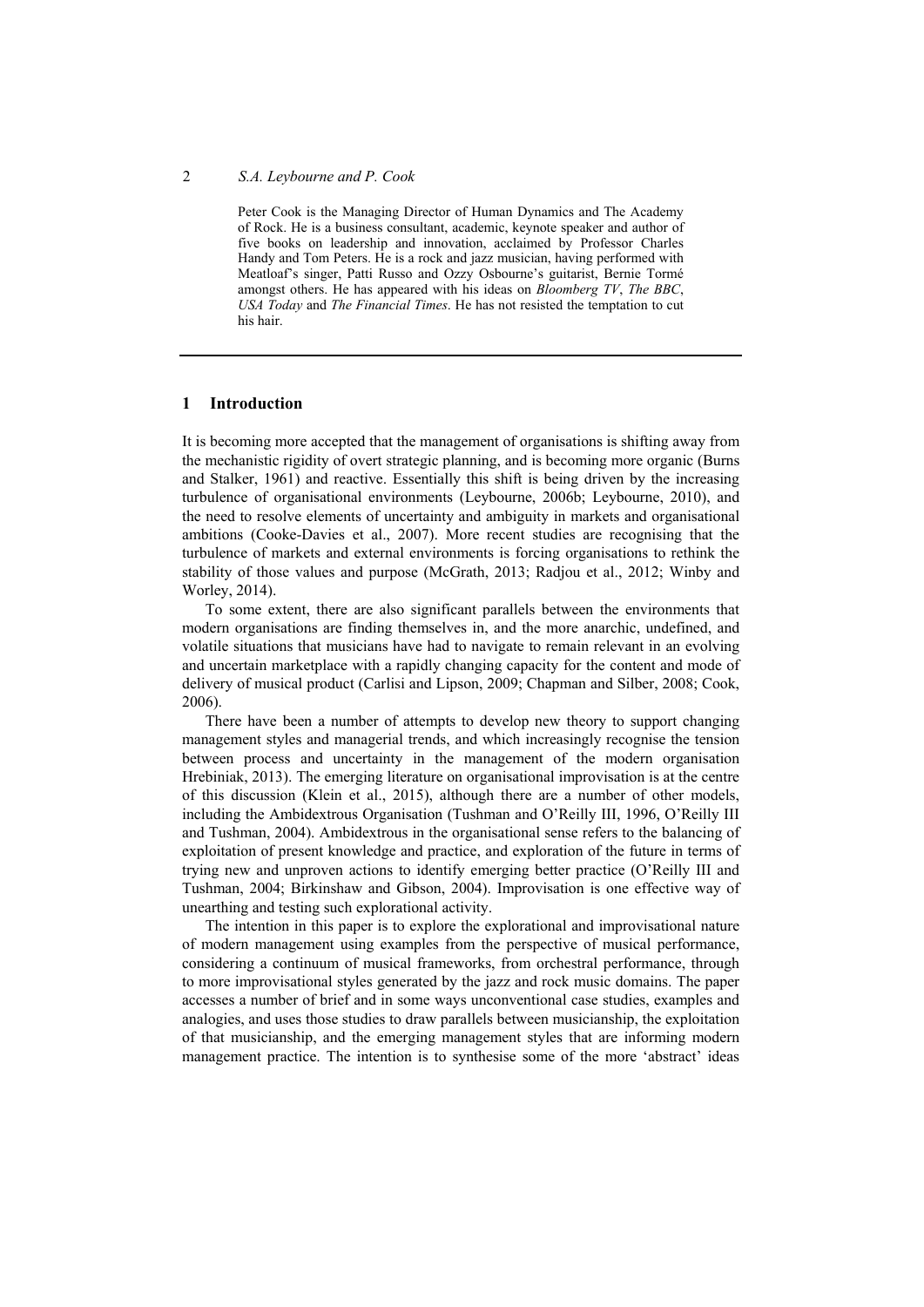Peter Cook is the Managing Director of Human Dynamics and The Academy of Rock. He is a business consultant, academic, keynote speaker and author of five books on leadership and innovation, acclaimed by Professor Charles Handy and Tom Peters. He is a rock and jazz musician, having performed with Meatloaf's singer, Patti Russo and Ozzy Osbourne's guitarist, Bernie Tormé amongst others. He has appeared with his ideas on *Bloomberg TV*, *The BBC*, *USA Today* and *The Financial Times*. He has not resisted the temptation to cut his hair.

---

## 1 Introduction

It is becoming more accepted that the management of organisations is shifting away from the mechanistic rigidity of overt strategic planning, and is becoming more organic (Burns and Stalker, 1961) and reactive. Essentially this shift is being driven by the increasing turbulence of organisational environments (Leybourne, 2006b; Leybourne, 2010), and the need to resolve elements of uncertainty and ambiguity in markets and organisational ambitions (Cooke-Davies et al., 2007). More recent studies are recognising that the turbulence of markets and external environments is forcing organisations to rethink the stability of those values and purpose (McGrath, 2013; Radjou et al., 2012; Winby and Worley, 2014).

To some extent, there are also significant parallels between the environments that modern organisations are finding themselves in, and the more anarchic, undefined, and volatile situations that musicians have had to navigate to remain relevant in an evolving and uncertain marketplace with a rapidly changing capacity for the content and mode of delivery of musical product (Carlisi and Lipson, 2009; Chapman and Silber, 2008; Cook, 2006).

There have been a number of attempts to develop new theory to support changing management styles and managerial trends, and which increasingly recognise the tension between process and uncertainty in the management of the modern organisation Hrebiniak, 2013). The emerging literature on organisational improvisation is at the centre of this discussion (Klein et al., 2015), although there are a number of other models, including the Ambidextrous Organisation (Tushman and O'Reilly III, 1996, O'Reilly III and Tushman, 2004). Ambidextrous in the organisational sense refers to the balancing of exploitation of present knowledge and practice, and exploration of the future in terms of trying new and unproven actions to identify emerging better practice (O'Reilly III and Tushman, 2004; Birkinshaw and Gibson, 2004). Improvisation is one effective way of unearthing and testing such explorational activity.

The intention in this paper is to explore the explorational and improvisational nature of modern management using examples from the perspective of musical performance, considering a continuum of musical frameworks, from orchestral performance, through to more improvisational styles generated by the jazz and rock music domains. The paper accesses a number of brief and in some ways unconventional case studies, examples and analogies, and uses those studies to draw parallels between musicianship, the exploitation of that musicianship, and the emerging management styles that are informing modern management practice. The intention is to synthesise some of the more 'abstract' ideas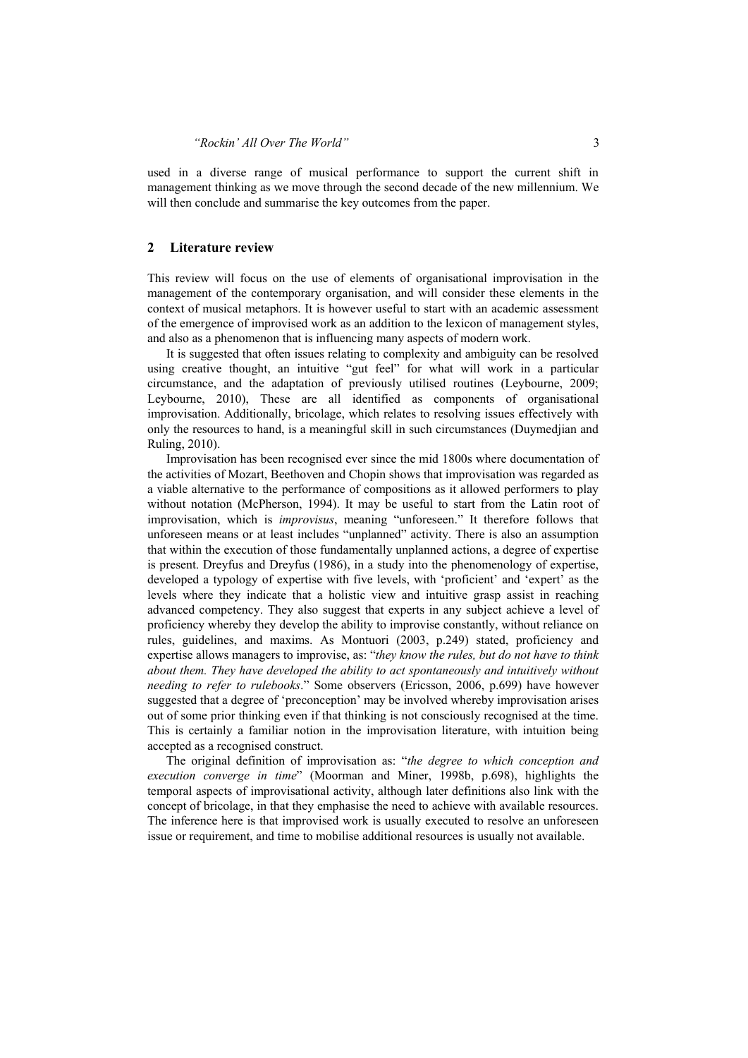used in a diverse range of musical performance to support the current shift in management thinking as we move through the second decade of the new millennium. We will then conclude and summarise the key outcomes from the paper.

## 2 Literature review

This review will focus on the use of elements of organisational improvisation in the management of the contemporary organisation, and will consider these elements in the context of musical metaphors. It is however useful to start with an academic assessment of the emergence of improvised work as an addition to the lexicon of management styles, and also as a phenomenon that is influencing many aspects of modern work.

It is suggested that often issues relating to complexity and ambiguity can be resolved using creative thought, an intuitive "gut feel" for what will work in a particular circumstance, and the adaptation of previously utilised routines (Leybourne, 2009; Leybourne, 2010), These are all identified as components of organisational improvisation. Additionally, bricolage, which relates to resolving issues effectively with only the resources to hand, is a meaningful skill in such circumstances (Duymedjian and Ruling, 2010).

Improvisation has been recognised ever since the mid 1800s where documentation of the activities of Mozart, Beethoven and Chopin shows that improvisation was regarded as a viable alternative to the performance of compositions as it allowed performers to play without notation (McPherson, 1994). It may be useful to start from the Latin root of improvisation, which is *improvisus*, meaning "unforeseen." It therefore follows that unforeseen means or at least includes "unplanned" activity. There is also an assumption that within the execution of those fundamentally unplanned actions, a degree of expertise is present. Dreyfus and Dreyfus (1986), in a study into the phenomenology of expertise, developed a typology of expertise with five levels, with 'proficient' and 'expert' as the levels where they indicate that a holistic view and intuitive grasp assist in reaching advanced competency. They also suggest that experts in any subject achieve a level of proficiency whereby they develop the ability to improvise constantly, without reliance on rules, guidelines, and maxims. As Montuori (2003, p.249) stated, proficiency and expertise allows managers to improvise, as: "*they know the rules, but do not have to think about them. They have developed the ability to act spontaneously and intuitively without needing to refer to rulebooks*." Some observers (Ericsson, 2006, p.699) have however suggested that a degree of 'preconception' may be involved whereby improvisation arises out of some prior thinking even if that thinking is not consciously recognised at the time. This is certainly a familiar notion in the improvisation literature, with intuition being accepted as a recognised construct.

The original definition of improvisation as: "*the degree to which conception and execution converge in time*" (Moorman and Miner, 1998b, p.698), highlights the temporal aspects of improvisational activity, although later definitions also link with the concept of bricolage, in that they emphasise the need to achieve with available resources. The inference here is that improvised work is usually executed to resolve an unforeseen issue or requirement, and time to mobilise additional resources is usually not available.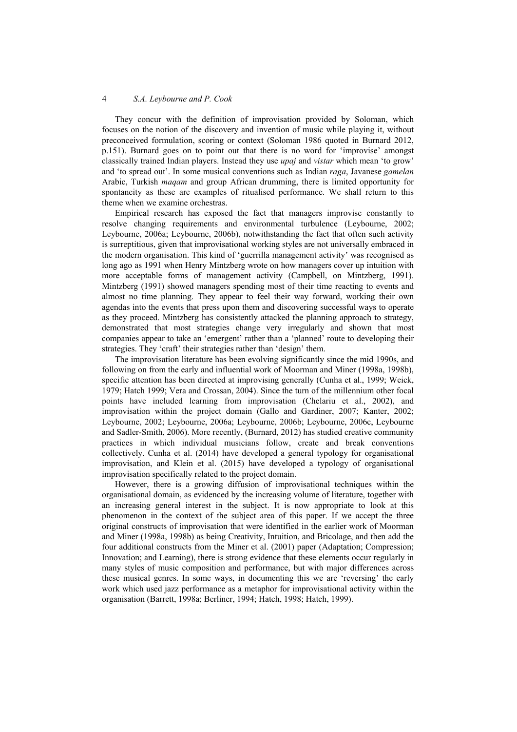They concur with the definition of improvisation provided by Soloman, which focuses on the notion of the discovery and invention of music while playing it, without preconceived formulation, scoring or context (Soloman 1986 quoted in Burnard 2012, p.151). Burnard goes on to point out that there is no word for 'improvise' amongst classically trained Indian players. Instead they use *upaj* and *vistar* which mean 'to grow' and 'to spread out'. In some musical conventions such as Indian *raga*, Javanese *gamelan* Arabic, Turkish *maqam* and group African drumming, there is limited opportunity for spontaneity as these are examples of ritualised performance. We shall return to this theme when we examine orchestras.

Empirical research has exposed the fact that managers improvise constantly to resolve changing requirements and environmental turbulence (Leybourne, 2002; Leybourne, 2006a; Leybourne, 2006b), notwithstanding the fact that often such activity is surreptitious, given that improvisational working styles are not universally embraced in the modern organisation. This kind of 'guerrilla management activity' was recognised as long ago as 1991 when Henry Mintzberg wrote on how managers cover up intuition with more acceptable forms of management activity (Campbell, on Mintzberg, 1991). Mintzberg (1991) showed managers spending most of their time reacting to events and almost no time planning. They appear to feel their way forward, working their own agendas into the events that press upon them and discovering successful ways to operate as they proceed. Mintzberg has consistently attacked the planning approach to strategy, demonstrated that most strategies change very irregularly and shown that most companies appear to take an 'emergent' rather than a 'planned' route to developing their strategies. They 'craft' their strategies rather than 'design' them.

The improvisation literature has been evolving significantly since the mid 1990s, and following on from the early and influential work of Moorman and Miner (1998a, 1998b), specific attention has been directed at improvising generally (Cunha et al., 1999; Weick, 1979; Hatch 1999; Vera and Crossan, 2004). Since the turn of the millennium other focal points have included learning from improvisation (Chelariu et al., 2002), and improvisation within the project domain (Gallo and Gardiner, 2007; Kanter, 2002; Leybourne, 2002; Leybourne, 2006a; Leybourne, 2006b; Leybourne, 2006c, Leybourne and Sadler-Smith, 2006). More recently, (Burnard, 2012) has studied creative community practices in which individual musicians follow, create and break conventions collectively. Cunha et al. (2014) have developed a general typology for organisational improvisation, and Klein et al. (2015) have developed a typology of organisational improvisation specifically related to the project domain.

However, there is a growing diffusion of improvisational techniques within the organisational domain, as evidenced by the increasing volume of literature, together with an increasing general interest in the subject. It is now appropriate to look at this phenomenon in the context of the subject area of this paper. If we accept the three original constructs of improvisation that were identified in the earlier work of Moorman and Miner (1998a, 1998b) as being Creativity, Intuition, and Bricolage, and then add the four additional constructs from the Miner et al. (2001) paper (Adaptation; Compression; Innovation; and Learning), there is strong evidence that these elements occur regularly in many styles of music composition and performance, but with major differences across these musical genres. In some ways, in documenting this we are 'reversing' the early work which used jazz performance as a metaphor for improvisational activity within the organisation (Barrett, 1998a; Berliner, 1994; Hatch, 1998; Hatch, 1999).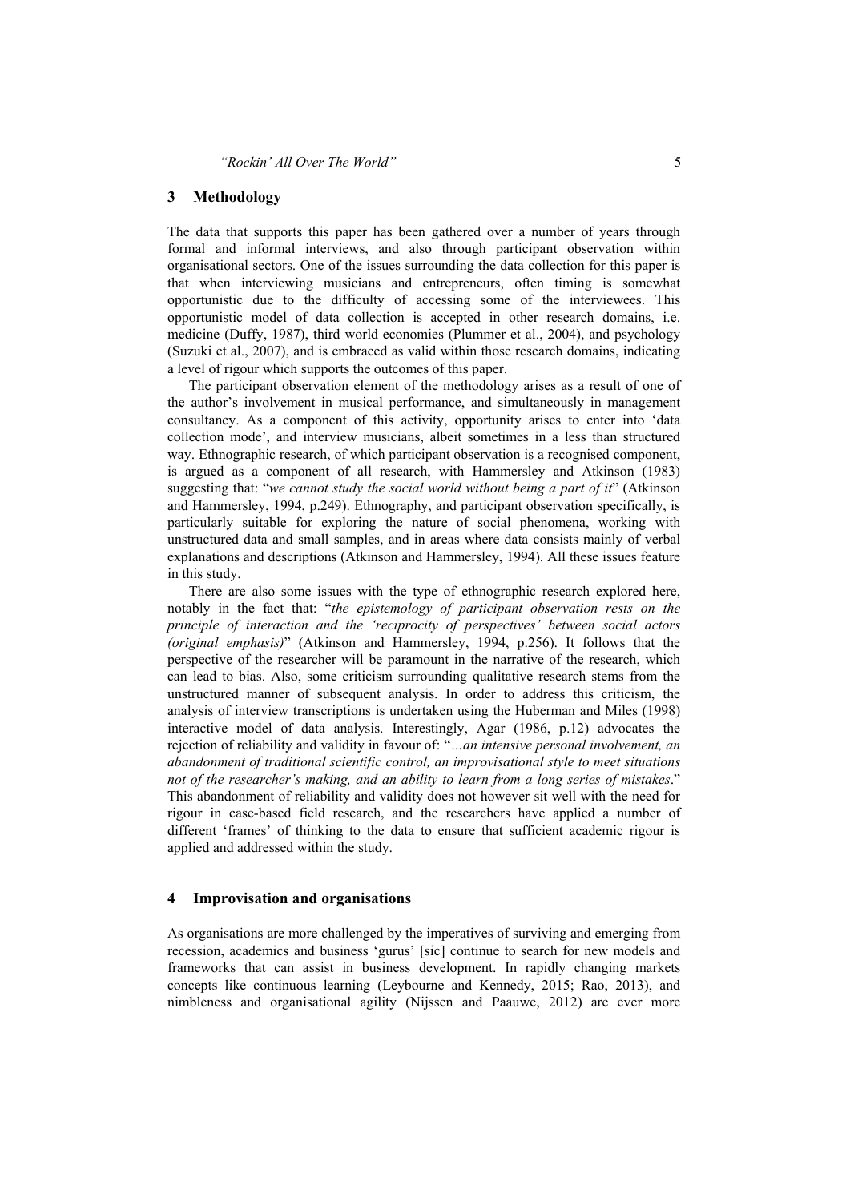## 3 Methodology

The data that supports this paper has been gathered over a number of years through formal and informal interviews, and also through participant observation within organisational sectors. One of the issues surrounding the data collection for this paper is that when interviewing musicians and entrepreneurs, often timing is somewhat opportunistic due to the difficulty of accessing some of the interviewees. This opportunistic model of data collection is accepted in other research domains, i.e. medicine (Duffy, 1987), third world economies (Plummer et al., 2004), and psychology (Suzuki et al., 2007), and is embraced as valid within those research domains, indicating a level of rigour which supports the outcomes of this paper.

The participant observation element of the methodology arises as a result of one of the author's involvement in musical performance, and simultaneously in management consultancy. As a component of this activity, opportunity arises to enter into 'data collection mode', and interview musicians, albeit sometimes in a less than structured way. Ethnographic research, of which participant observation is a recognised component, is argued as a component of all research, with Hammersley and Atkinson (1983) suggesting that: "*we cannot study the social world without being a part of it*" (Atkinson and Hammersley, 1994, p.249). Ethnography, and participant observation specifically, is particularly suitable for exploring the nature of social phenomena, working with unstructured data and small samples, and in areas where data consists mainly of verbal explanations and descriptions (Atkinson and Hammersley, 1994). All these issues feature in this study.

There are also some issues with the type of ethnographic research explored here, notably in the fact that: "*the epistemology of participant observation rests on the principle of interaction and the 'reciprocity of perspectives' between social actors (original emphasis)*" (Atkinson and Hammersley, 1994, p.256). It follows that the perspective of the researcher will be paramount in the narrative of the research, which can lead to bias. Also, some criticism surrounding qualitative research stems from the unstructured manner of subsequent analysis. In order to address this criticism, the analysis of interview transcriptions is undertaken using the Huberman and Miles (1998) interactive model of data analysis. Interestingly, Agar (1986, p.12) advocates the rejection of reliability and validity in favour of: "*…an intensive personal involvement, an abandonment of traditional scientific control, an improvisational style to meet situations not of the researcher's making, and an ability to learn from a long series of mistakes*." This abandonment of reliability and validity does not however sit well with the need for rigour in case-based field research, and the researchers have applied a number of different 'frames' of thinking to the data to ensure that sufficient academic rigour is applied and addressed within the study.

## 4 Improvisation and organisations

As organisations are more challenged by the imperatives of surviving and emerging from recession, academics and business 'gurus' [sic] continue to search for new models and frameworks that can assist in business development. In rapidly changing markets concepts like continuous learning (Leybourne and Kennedy, 2015; Rao, 2013), and nimbleness and organisational agility (Nijssen and Paauwe, 2012) are ever more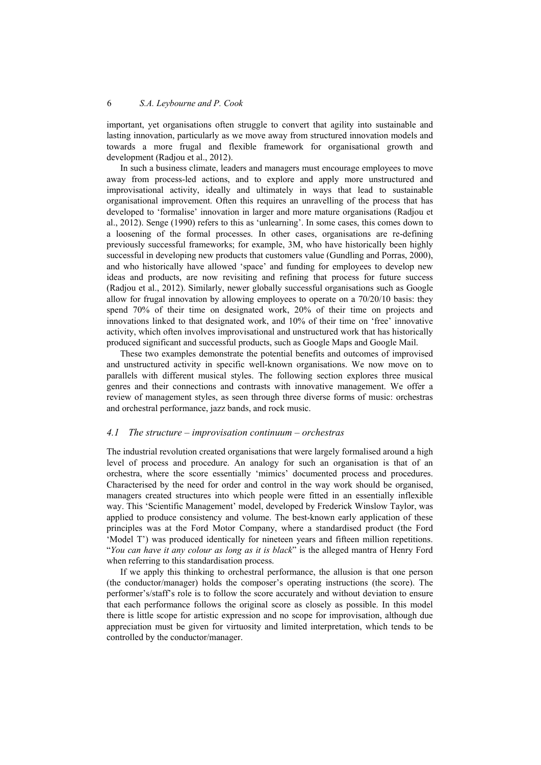important, yet organisations often struggle to convert that agility into sustainable and lasting innovation, particularly as we move away from structured innovation models and towards a more frugal and flexible framework for organisational growth and development (Radjou et al., 2012).

In such a business climate, leaders and managers must encourage employees to move away from process-led actions, and to explore and apply more unstructured and improvisational activity, ideally and ultimately in ways that lead to sustainable organisational improvement. Often this requires an unravelling of the process that has developed to 'formalise' innovation in larger and more mature organisations (Radjou et al., 2012). Senge (1990) refers to this as 'unlearning'. In some cases, this comes down to a loosening of the formal processes. In other cases, organisations are re-defining previously successful frameworks; for example, 3M, who have historically been highly successful in developing new products that customers value (Gundling and Porras, 2000), and who historically have allowed 'space' and funding for employees to develop new ideas and products, are now revisiting and refining that process for future success (Radjou et al., 2012). Similarly, newer globally successful organisations such as Google allow for frugal innovation by allowing employees to operate on a 70/20/10 basis: they spend 70% of their time on designated work, 20% of their time on projects and innovations linked to that designated work, and 10% of their time on 'free' innovative activity, which often involves improvisational and unstructured work that has historically produced significant and successful products, such as Google Maps and Google Mail.

These two examples demonstrate the potential benefits and outcomes of improvised and unstructured activity in specific well-known organisations. We now move on to parallels with different musical styles. The following section explores three musical genres and their connections and contrasts with innovative management. We offer a review of management styles, as seen through three diverse forms of music: orchestras and orchestral performance, jazz bands, and rock music.

### *4.1 The structure – improvisation continuum – orchestras*

The industrial revolution created organisations that were largely formalised around a high level of process and procedure. An analogy for such an organisation is that of an orchestra, where the score essentially 'mimics' documented process and procedures. Characterised by the need for order and control in the way work should be organised, managers created structures into which people were fitted in an essentially inflexible way. This 'Scientific Management' model, developed by Frederick Winslow Taylor, was applied to produce consistency and volume. The best-known early application of these principles was at the Ford Motor Company, where a standardised product (the Ford 'Model T') was produced identically for nineteen years and fifteen million repetitions. "*You can have it any colour as long as it is black*" is the alleged mantra of Henry Ford when referring to this standardisation process.

If we apply this thinking to orchestral performance, the allusion is that one person (the conductor/manager) holds the composer's operating instructions (the score). The performer's/staff's role is to follow the score accurately and without deviation to ensure that each performance follows the original score as closely as possible. In this model there is little scope for artistic expression and no scope for improvisation, although due appreciation must be given for virtuosity and limited interpretation, which tends to be controlled by the conductor/manager.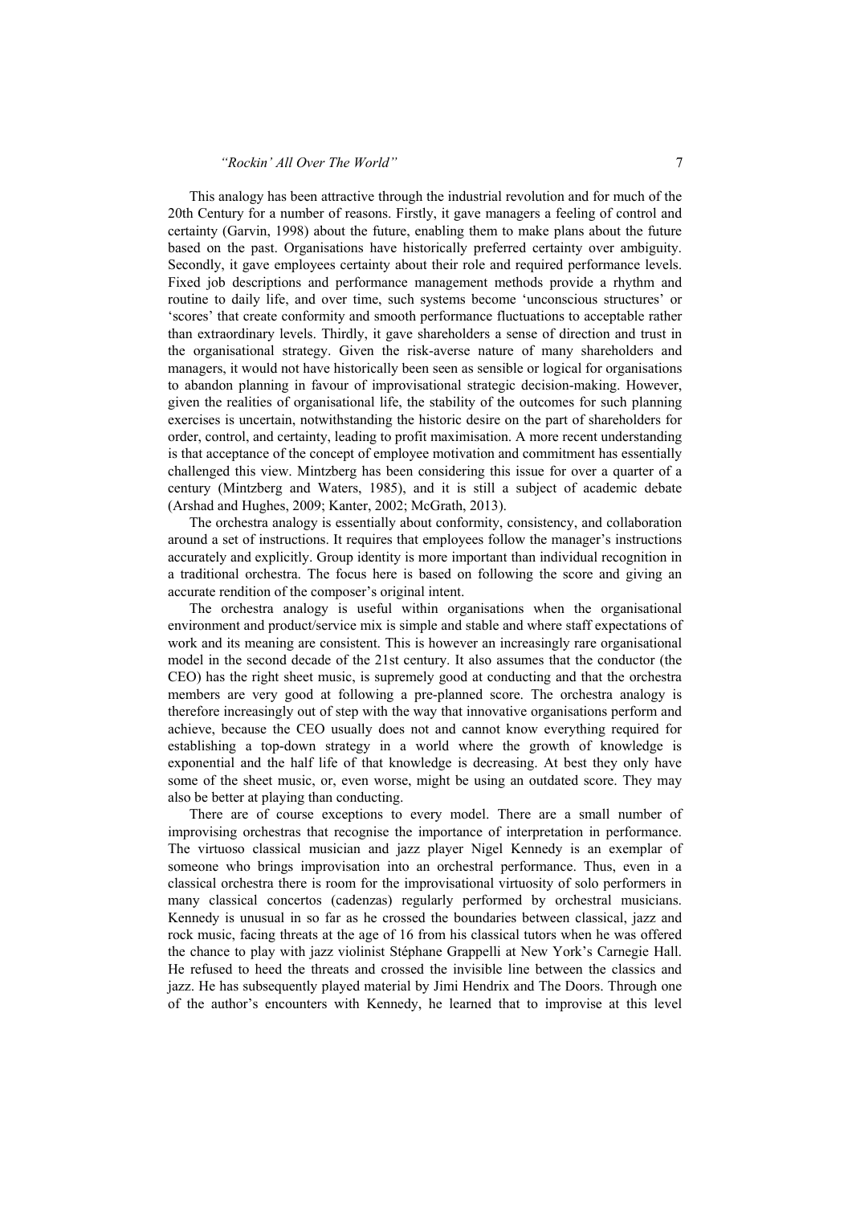This analogy has been attractive through the industrial revolution and for much of the 20th Century for a number of reasons. Firstly, it gave managers a feeling of control and certainty (Garvin, 1998) about the future, enabling them to make plans about the future based on the past. Organisations have historically preferred certainty over ambiguity. Secondly, it gave employees certainty about their role and required performance levels. Fixed job descriptions and performance management methods provide a rhythm and routine to daily life, and over time, such systems become 'unconscious structures' or 'scores' that create conformity and smooth performance fluctuations to acceptable rather than extraordinary levels. Thirdly, it gave shareholders a sense of direction and trust in the organisational strategy. Given the risk-averse nature of many shareholders and managers, it would not have historically been seen as sensible or logical for organisations to abandon planning in favour of improvisational strategic decision-making. However, given the realities of organisational life, the stability of the outcomes for such planning exercises is uncertain, notwithstanding the historic desire on the part of shareholders for order, control, and certainty, leading to profit maximisation. A more recent understanding is that acceptance of the concept of employee motivation and commitment has essentially challenged this view. Mintzberg has been considering this issue for over a quarter of a century (Mintzberg and Waters, 1985), and it is still a subject of academic debate (Arshad and Hughes, 2009; Kanter, 2002; McGrath, 2013).

The orchestra analogy is essentially about conformity, consistency, and collaboration around a set of instructions. It requires that employees follow the manager's instructions accurately and explicitly. Group identity is more important than individual recognition in a traditional orchestra. The focus here is based on following the score and giving an accurate rendition of the composer's original intent.

The orchestra analogy is useful within organisations when the organisational environment and product/service mix is simple and stable and where staff expectations of work and its meaning are consistent. This is however an increasingly rare organisational model in the second decade of the 21st century. It also assumes that the conductor (the CEO) has the right sheet music, is supremely good at conducting and that the orchestra members are very good at following a pre-planned score. The orchestra analogy is therefore increasingly out of step with the way that innovative organisations perform and achieve, because the CEO usually does not and cannot know everything required for establishing a top-down strategy in a world where the growth of knowledge is exponential and the half life of that knowledge is decreasing. At best they only have some of the sheet music, or, even worse, might be using an outdated score. They may also be better at playing than conducting.

There are of course exceptions to every model. There are a small number of improvising orchestras that recognise the importance of interpretation in performance. The virtuoso classical musician and jazz player Nigel Kennedy is an exemplar of someone who brings improvisation into an orchestral performance. Thus, even in a classical orchestra there is room for the improvisational virtuosity of solo performers in many classical concertos (cadenzas) regularly performed by orchestral musicians. Kennedy is unusual in so far as he crossed the boundaries between classical, jazz and rock music, facing threats at the age of 16 from his classical tutors when he was offered the chance to play with jazz violinist Stéphane Grappelli at New York's Carnegie Hall. He refused to heed the threats and crossed the invisible line between the classics and jazz. He has subsequently played material by Jimi Hendrix and The Doors. Through one of the author's encounters with Kennedy, he learned that to improvise at this level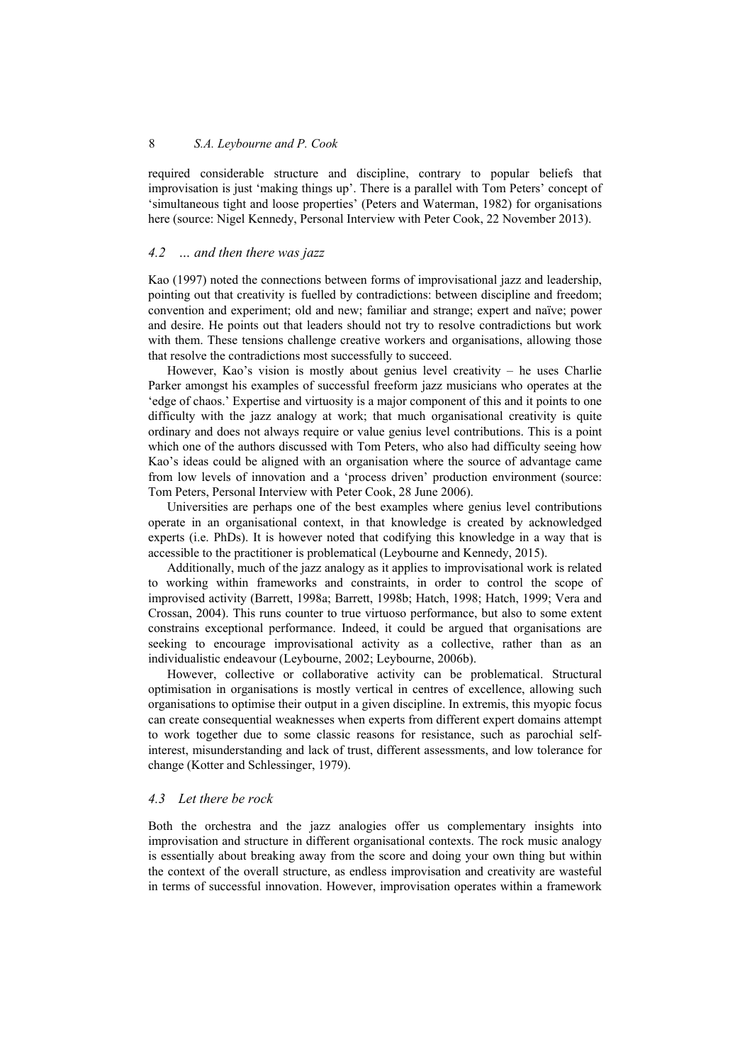required considerable structure and discipline, contrary to popular beliefs that improvisation is just 'making things up'. There is a parallel with Tom Peters' concept of 'simultaneous tight and loose properties' (Peters and Waterman, 1982) for organisations here (source: Nigel Kennedy, Personal Interview with Peter Cook, 22 November 2013).

### *4.2 … and then there was jazz*

Kao (1997) noted the connections between forms of improvisational jazz and leadership, pointing out that creativity is fuelled by contradictions: between discipline and freedom; convention and experiment; old and new; familiar and strange; expert and naïve; power and desire. He points out that leaders should not try to resolve contradictions but work with them. These tensions challenge creative workers and organisations, allowing those that resolve the contradictions most successfully to succeed.

However, Kao's vision is mostly about genius level creativity – he uses Charlie Parker amongst his examples of successful freeform jazz musicians who operates at the 'edge of chaos.' Expertise and virtuosity is a major component of this and it points to one difficulty with the jazz analogy at work; that much organisational creativity is quite ordinary and does not always require or value genius level contributions. This is a point which one of the authors discussed with Tom Peters, who also had difficulty seeing how Kao's ideas could be aligned with an organisation where the source of advantage came from low levels of innovation and a 'process driven' production environment (source: Tom Peters, Personal Interview with Peter Cook, 28 June 2006).

Universities are perhaps one of the best examples where genius level contributions operate in an organisational context, in that knowledge is created by acknowledged experts (i.e. PhDs). It is however noted that codifying this knowledge in a way that is accessible to the practitioner is problematical (Leybourne and Kennedy, 2015).

Additionally, much of the jazz analogy as it applies to improvisational work is related to working within frameworks and constraints, in order to control the scope of improvised activity (Barrett, 1998a; Barrett, 1998b; Hatch, 1998; Hatch, 1999; Vera and Crossan, 2004). This runs counter to true virtuoso performance, but also to some extent constrains exceptional performance. Indeed, it could be argued that organisations are seeking to encourage improvisational activity as a collective, rather than as an individualistic endeavour (Leybourne, 2002; Leybourne, 2006b).

However, collective or collaborative activity can be problematical. Structural optimisation in organisations is mostly vertical in centres of excellence, allowing such organisations to optimise their output in a given discipline. In extremis, this myopic focus can create consequential weaknesses when experts from different expert domains attempt to work together due to some classic reasons for resistance, such as parochial self-interest, misunderstanding and lack of trust, different assessments, and low tolerance for change (Kotter and Schlessinger, 1979).

### *4.3 Let there be rock*

Both the orchestra and the jazz analogies offer us complementary insights into improvisation and structure in different organisational contexts. The rock music analogy is essentially about breaking away from the score and doing your own thing but within the context of the overall structure, as endless improvisation and creativity are wasteful in terms of successful innovation. However, improvisation operates within a framework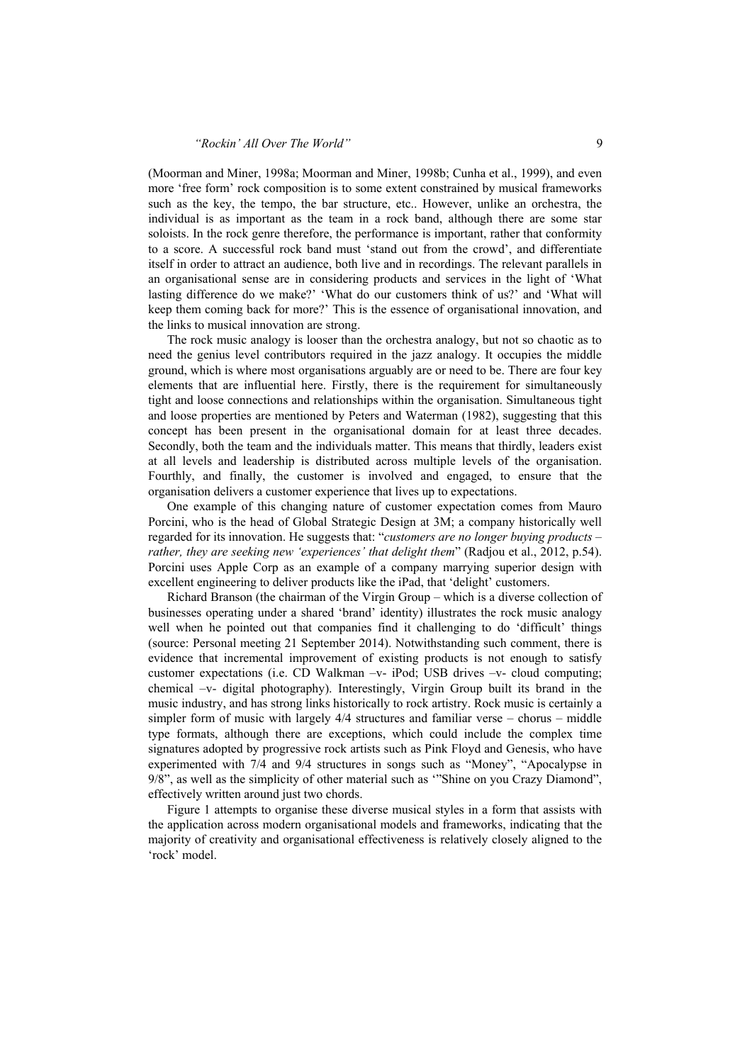(Moorman and Miner, 1998a; Moorman and Miner, 1998b; Cunha et al., 1999), and even more 'free form' rock composition is to some extent constrained by musical frameworks such as the key, the tempo, the bar structure, etc.. However, unlike an orchestra, the individual is as important as the team in a rock band, although there are some star soloists. In the rock genre therefore, the performance is important, rather that conformity to a score. A successful rock band must 'stand out from the crowd', and differentiate itself in order to attract an audience, both live and in recordings. The relevant parallels in an organisational sense are in considering products and services in the light of 'What lasting difference do we make?' 'What do our customers think of us?' and 'What will keep them coming back for more?' This is the essence of organisational innovation, and the links to musical innovation are strong.

The rock music analogy is looser than the orchestra analogy, but not so chaotic as to need the genius level contributors required in the jazz analogy. It occupies the middle ground, which is where most organisations arguably are or need to be. There are four key elements that are influential here. Firstly, there is the requirement for simultaneously tight and loose connections and relationships within the organisation. Simultaneous tight and loose properties are mentioned by Peters and Waterman (1982), suggesting that this concept has been present in the organisational domain for at least three decades. Secondly, both the team and the individuals matter. This means that thirdly, leaders exist at all levels and leadership is distributed across multiple levels of the organisation. Fourthly, and finally, the customer is involved and engaged, to ensure that the organisation delivers a customer experience that lives up to expectations.

One example of this changing nature of customer expectation comes from Mauro Porcini, who is the head of Global Strategic Design at 3M; a company historically well regarded for its innovation. He suggests that: "*customers are no longer buying products – rather, they are seeking new 'experiences' that delight them*" (Radjou et al., 2012, p.54). Porcini uses Apple Corp as an example of a company marrying superior design with excellent engineering to deliver products like the iPad, that 'delight' customers.

Richard Branson (the chairman of the Virgin Group – which is a diverse collection of businesses operating under a shared 'brand' identity) illustrates the rock music analogy well when he pointed out that companies find it challenging to do 'difficult' things (source: Personal meeting 21 September 2014). Notwithstanding such comment, there is evidence that incremental improvement of existing products is not enough to satisfy customer expectations (i.e. CD Walkman –v- iPod; USB drives –v- cloud computing; chemical –v- digital photography). Interestingly, Virgin Group built its brand in the music industry, and has strong links historically to rock artistry. Rock music is certainly a simpler form of music with largely 4/4 structures and familiar verse – chorus – middle type formats, although there are exceptions, which could include the complex time signatures adopted by progressive rock artists such as Pink Floyd and Genesis, who have experimented with 7/4 and 9/4 structures in songs such as "Money", "Apocalypse in 9/8", as well as the simplicity of other material such as '"Shine on you Crazy Diamond", effectively written around just two chords.

Figure 1 attempts to organise these diverse musical styles in a form that assists with the application across modern organisational models and frameworks, indicating that the majority of creativity and organisational effectiveness is relatively closely aligned to the 'rock' model.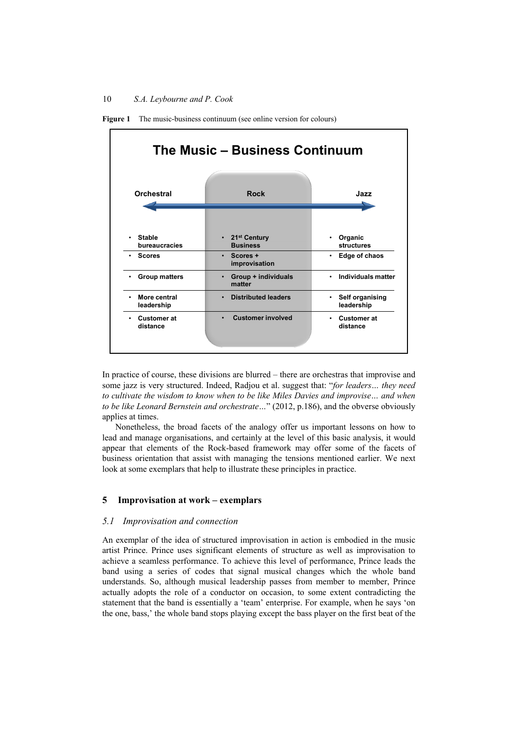**Figure 1** The music-business continuum (see online version for colours)

**The Music – Business Continuum**

| Orchestral | Rock | Jazz |
|---|---|---|
| • Stable bureaucracies | • 21st Century Business | • Organic structures |
| • Scores | • Scores + improvisation | • Edge of chaos |
| • Group matters | • Group + individuals matter | • Individuals matter |
| • More central leadership | • Distributed leaders | • Self organising leadership |
| • Customer at distance | • Customer involved | • Customer at distance |

In practice of course, these divisions are blurred – there are orchestras that improvise and some jazz is very structured. Indeed, Radjou et al. suggest that: "*for leaders… they need to cultivate the wisdom to know when to be like Miles Davies and improvise… and when to be like Leonard Bernstein and orchestrate…*" (2012, p.186), and the obverse obviously applies at times.

Nonetheless, the broad facets of the analogy offer us important lessons on how to lead and manage organisations, and certainly at the level of this basic analysis, it would appear that elements of the Rock-based framework may offer some of the facets of business orientation that assist with managing the tensions mentioned earlier. We next look at some exemplars that help to illustrate these principles in practice.

## 5 Improvisation at work – exemplars

### *5.1 Improvisation and connection*

An exemplar of the idea of structured improvisation in action is embodied in the music artist Prince. Prince uses significant elements of structure as well as improvisation to achieve a seamless performance. To achieve this level of performance, Prince leads the band using a series of codes that signal musical changes which the whole band understands. So, although musical leadership passes from member to member, Prince actually adopts the role of a conductor on occasion, to some extent contradicting the statement that the band is essentially a 'team' enterprise. For example, when he says 'on the one, bass,' the whole band stops playing except the bass player on the first beat of the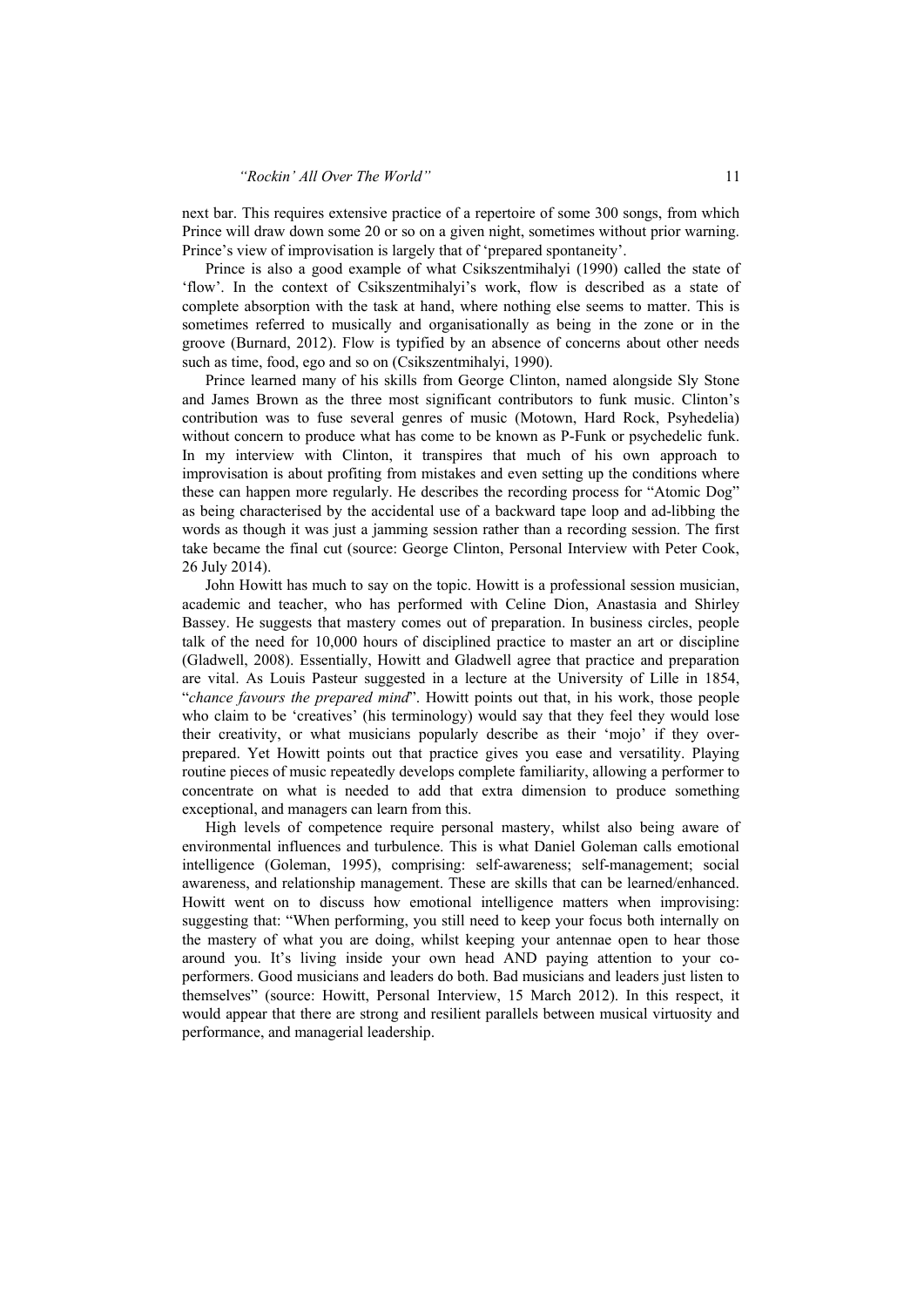next bar. This requires extensive practice of a repertoire of some 300 songs, from which Prince will draw down some 20 or so on a given night, sometimes without prior warning. Prince's view of improvisation is largely that of 'prepared spontaneity'.

Prince is also a good example of what Csikszentmihalyi (1990) called the state of 'flow'. In the context of Csikszentmihalyi's work, flow is described as a state of complete absorption with the task at hand, where nothing else seems to matter. This is sometimes referred to musically and organisationally as being in the zone or in the groove (Burnard, 2012). Flow is typified by an absence of concerns about other needs such as time, food, ego and so on (Csikszentmihalyi, 1990).

Prince learned many of his skills from George Clinton, named alongside Sly Stone and James Brown as the three most significant contributors to funk music. Clinton's contribution was to fuse several genres of music (Motown, Hard Rock, Psyhedelia) without concern to produce what has come to be known as P-Funk or psychedelic funk. In my interview with Clinton, it transpires that much of his own approach to improvisation is about profiting from mistakes and even setting up the conditions where these can happen more regularly. He describes the recording process for "Atomic Dog" as being characterised by the accidental use of a backward tape loop and ad-libbing the words as though it was just a jamming session rather than a recording session. The first take became the final cut (source: George Clinton, Personal Interview with Peter Cook, 26 July 2014).

John Howitt has much to say on the topic. Howitt is a professional session musician, academic and teacher, who has performed with Celine Dion, Anastasia and Shirley Bassey. He suggests that mastery comes out of preparation. In business circles, people talk of the need for 10,000 hours of disciplined practice to master an art or discipline (Gladwell, 2008). Essentially, Howitt and Gladwell agree that practice and preparation are vital. As Louis Pasteur suggested in a lecture at the University of Lille in 1854, "*chance favours the prepared mind*". Howitt points out that, in his work, those people who claim to be 'creatives' (his terminology) would say that they feel they would lose their creativity, or what musicians popularly describe as their 'mojo' if they over-prepared. Yet Howitt points out that practice gives you ease and versatility. Playing routine pieces of music repeatedly develops complete familiarity, allowing a performer to concentrate on what is needed to add that extra dimension to produce something exceptional, and managers can learn from this.

High levels of competence require personal mastery, whilst also being aware of environmental influences and turbulence. This is what Daniel Goleman calls emotional intelligence (Goleman, 1995), comprising: self-awareness; self-management; social awareness, and relationship management. These are skills that can be learned/enhanced. Howitt went on to discuss how emotional intelligence matters when improvising: suggesting that: "When performing, you still need to keep your focus both internally on the mastery of what you are doing, whilst keeping your antennae open to hear those around you. It's living inside your own head AND paying attention to your co-performers. Good musicians and leaders do both. Bad musicians and leaders just listen to themselves" (source: Howitt, Personal Interview, 15 March 2012). In this respect, it would appear that there are strong and resilient parallels between musical virtuosity and performance, and managerial leadership.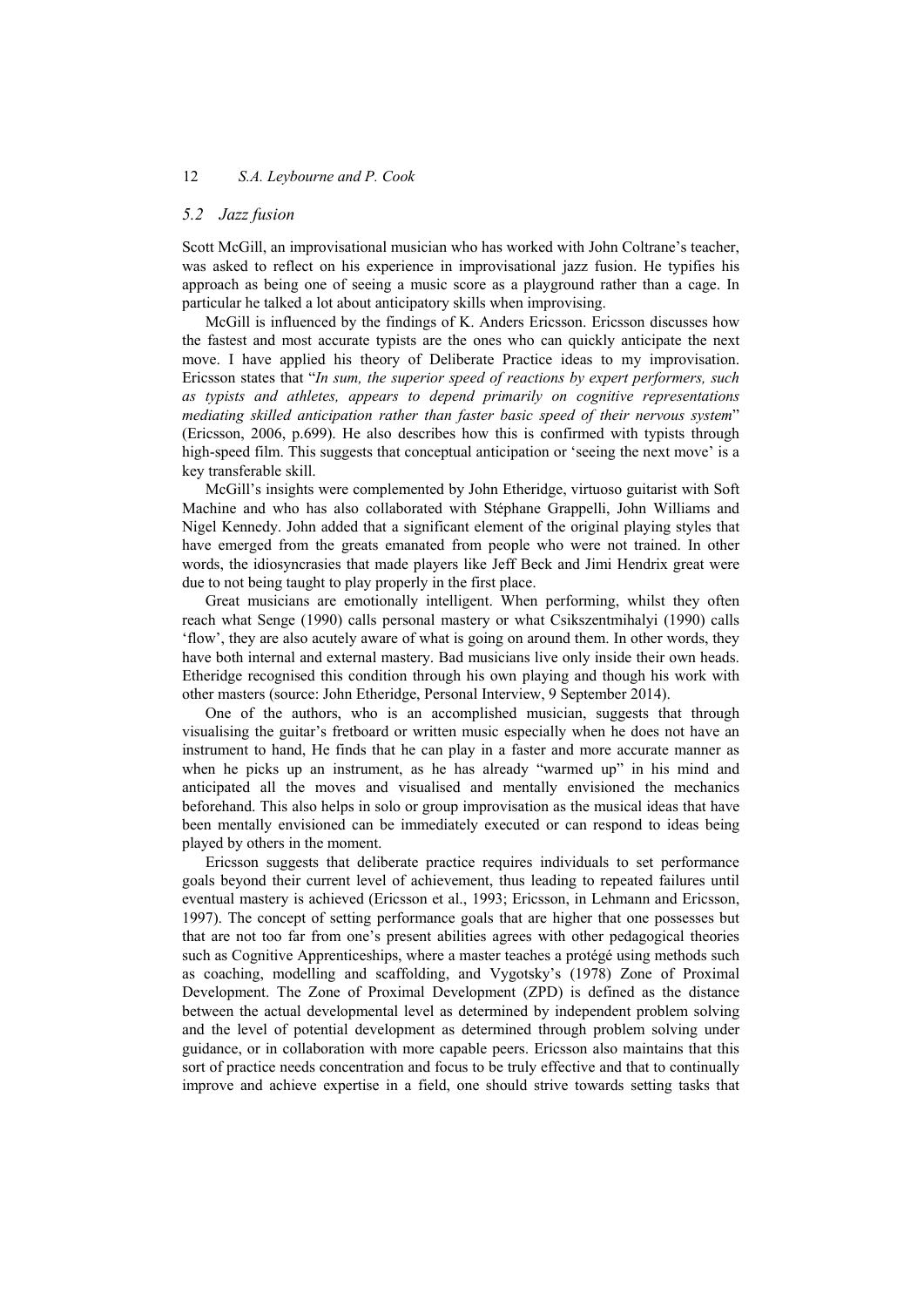### *5.2 Jazz fusion*

Scott McGill, an improvisational musician who has worked with John Coltrane's teacher, was asked to reflect on his experience in improvisational jazz fusion. He typifies his approach as being one of seeing a music score as a playground rather than a cage. In particular he talked a lot about anticipatory skills when improvising.

McGill is influenced by the findings of K. Anders Ericsson. Ericsson discusses how the fastest and most accurate typists are the ones who can quickly anticipate the next move. I have applied his theory of Deliberate Practice ideas to my improvisation. Ericsson states that "*In sum, the superior speed of reactions by expert performers, such as typists and athletes, appears to depend primarily on cognitive representations mediating skilled anticipation rather than faster basic speed of their nervous system*" (Ericsson, 2006, p.699). He also describes how this is confirmed with typists through high-speed film. This suggests that conceptual anticipation or 'seeing the next move' is a key transferable skill.

McGill's insights were complemented by John Etheridge, virtuoso guitarist with Soft Machine and who has also collaborated with Stéphane Grappelli, John Williams and Nigel Kennedy. John added that a significant element of the original playing styles that have emerged from the greats emanated from people who were not trained. In other words, the idiosyncrasies that made players like Jeff Beck and Jimi Hendrix great were due to not being taught to play properly in the first place.

Great musicians are emotionally intelligent. When performing, whilst they often reach what Senge (1990) calls personal mastery or what Csikszentmihalyi (1990) calls 'flow', they are also acutely aware of what is going on around them. In other words, they have both internal and external mastery. Bad musicians live only inside their own heads. Etheridge recognised this condition through his own playing and though his work with other masters (source: John Etheridge, Personal Interview, 9 September 2014).

One of the authors, who is an accomplished musician, suggests that through visualising the guitar's fretboard or written music especially when he does not have an instrument to hand, He finds that he can play in a faster and more accurate manner as when he picks up an instrument, as he has already "warmed up" in his mind and anticipated all the moves and visualised and mentally envisioned the mechanics beforehand. This also helps in solo or group improvisation as the musical ideas that have been mentally envisioned can be immediately executed or can respond to ideas being played by others in the moment.

Ericsson suggests that deliberate practice requires individuals to set performance goals beyond their current level of achievement, thus leading to repeated failures until eventual mastery is achieved (Ericsson et al., 1993; Ericsson, in Lehmann and Ericsson, 1997). The concept of setting performance goals that are higher that one possesses but that are not too far from one's present abilities agrees with other pedagogical theories such as Cognitive Apprenticeships, where a master teaches a protégé using methods such as coaching, modelling and scaffolding, and Vygotsky's (1978) Zone of Proximal Development. The Zone of Proximal Development (ZPD) is defined as the distance between the actual developmental level as determined by independent problem solving and the level of potential development as determined through problem solving under guidance, or in collaboration with more capable peers. Ericsson also maintains that this sort of practice needs concentration and focus to be truly effective and that to continually improve and achieve expertise in a field, one should strive towards setting tasks that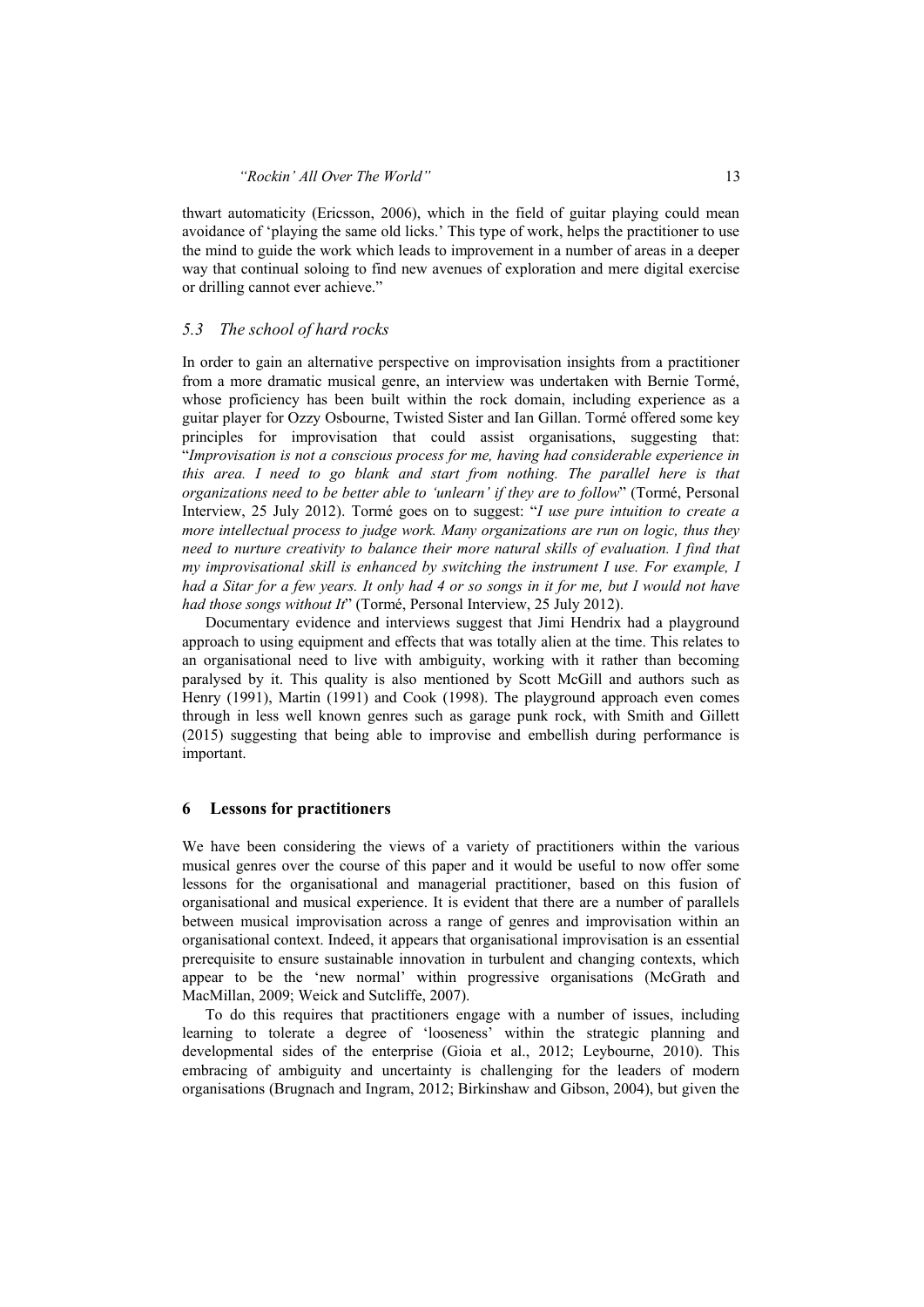thwart automaticity (Ericsson, 2006), which in the field of guitar playing could mean avoidance of 'playing the same old licks.' This type of work, helps the practitioner to use the mind to guide the work which leads to improvement in a number of areas in a deeper way that continual soloing to find new avenues of exploration and mere digital exercise or drilling cannot ever achieve."

### *5.3 The school of hard rocks*

In order to gain an alternative perspective on improvisation insights from a practitioner from a more dramatic musical genre, an interview was undertaken with Bernie Tormé, whose proficiency has been built within the rock domain, including experience as a guitar player for Ozzy Osbourne, Twisted Sister and Ian Gillan. Tormé offered some key principles for improvisation that could assist organisations, suggesting that: "*Improvisation is not a conscious process for me, having had considerable experience in this area. I need to go blank and start from nothing. The parallel here is that organizations need to be better able to 'unlearn' if they are to follow*" (Tormé, Personal Interview, 25 July 2012). Tormé goes on to suggest: "*I use pure intuition to create a more intellectual process to judge work. Many organizations are run on logic, thus they need to nurture creativity to balance their more natural skills of evaluation. I find that my improvisational skill is enhanced by switching the instrument I use. For example, I had a Sitar for a few years. It only had 4 or so songs in it for me, but I would not have had those songs without It*" (Tormé, Personal Interview, 25 July 2012).

Documentary evidence and interviews suggest that Jimi Hendrix had a playground approach to using equipment and effects that was totally alien at the time. This relates to an organisational need to live with ambiguity, working with it rather than becoming paralysed by it. This quality is also mentioned by Scott McGill and authors such as Henry (1991), Martin (1991) and Cook (1998). The playground approach even comes through in less well known genres such as garage punk rock, with Smith and Gillett (2015) suggesting that being able to improvise and embellish during performance is important.

## 6 Lessons for practitioners

We have been considering the views of a variety of practitioners within the various musical genres over the course of this paper and it would be useful to now offer some lessons for the organisational and managerial practitioner, based on this fusion of organisational and musical experience. It is evident that there are a number of parallels between musical improvisation across a range of genres and improvisation within an organisational context. Indeed, it appears that organisational improvisation is an essential prerequisite to ensure sustainable innovation in turbulent and changing contexts, which appear to be the 'new normal' within progressive organisations (McGrath and MacMillan, 2009; Weick and Sutcliffe, 2007).

To do this requires that practitioners engage with a number of issues, including learning to tolerate a degree of 'looseness' within the strategic planning and developmental sides of the enterprise (Gioia et al., 2012; Leybourne, 2010). This embracing of ambiguity and uncertainty is challenging for the leaders of modern organisations (Brugnach and Ingram, 2012; Birkinshaw and Gibson, 2004), but given the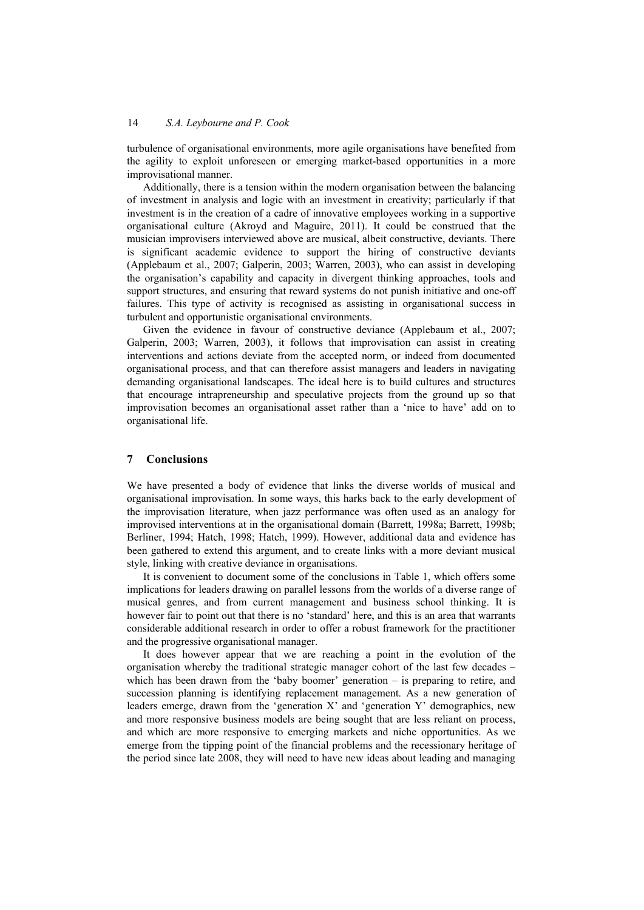turbulence of organisational environments, more agile organisations have benefited from the agility to exploit unforeseen or emerging market-based opportunities in a more improvisational manner.

Additionally, there is a tension within the modern organisation between the balancing of investment in analysis and logic with an investment in creativity; particularly if that investment is in the creation of a cadre of innovative employees working in a supportive organisational culture (Akroyd and Maguire, 2011). It could be construed that the musician improvisers interviewed above are musical, albeit constructive, deviants. There is significant academic evidence to support the hiring of constructive deviants (Applebaum et al., 2007; Galperin, 2003; Warren, 2003), who can assist in developing the organisation's capability and capacity in divergent thinking approaches, tools and support structures, and ensuring that reward systems do not punish initiative and one-off failures. This type of activity is recognised as assisting in organisational success in turbulent and opportunistic organisational environments.

Given the evidence in favour of constructive deviance (Applebaum et al., 2007; Galperin, 2003; Warren, 2003), it follows that improvisation can assist in creating interventions and actions deviate from the accepted norm, or indeed from documented organisational process, and that can therefore assist managers and leaders in navigating demanding organisational landscapes. The ideal here is to build cultures and structures that encourage intrapreneurship and speculative projects from the ground up so that improvisation becomes an organisational asset rather than a 'nice to have' add on to organisational life.

## 7 Conclusions

We have presented a body of evidence that links the diverse worlds of musical and organisational improvisation. In some ways, this harks back to the early development of the improvisation literature, when jazz performance was often used as an analogy for improvised interventions at in the organisational domain (Barrett, 1998a; Barrett, 1998b; Berliner, 1994; Hatch, 1998; Hatch, 1999). However, additional data and evidence has been gathered to extend this argument, and to create links with a more deviant musical style, linking with creative deviance in organisations.

It is convenient to document some of the conclusions in Table 1, which offers some implications for leaders drawing on parallel lessons from the worlds of a diverse range of musical genres, and from current management and business school thinking. It is however fair to point out that there is no 'standard' here, and this is an area that warrants considerable additional research in order to offer a robust framework for the practitioner and the progressive organisational manager.

It does however appear that we are reaching a point in the evolution of the organisation whereby the traditional strategic manager cohort of the last few decades – which has been drawn from the 'baby boomer' generation – is preparing to retire, and succession planning is identifying replacement management. As a new generation of leaders emerge, drawn from the 'generation X' and 'generation Y' demographics, new and more responsive business models are being sought that are less reliant on process, and which are more responsive to emerging markets and niche opportunities. As we emerge from the tipping point of the financial problems and the recessionary heritage of the period since late 2008, they will need to have new ideas about leading and managing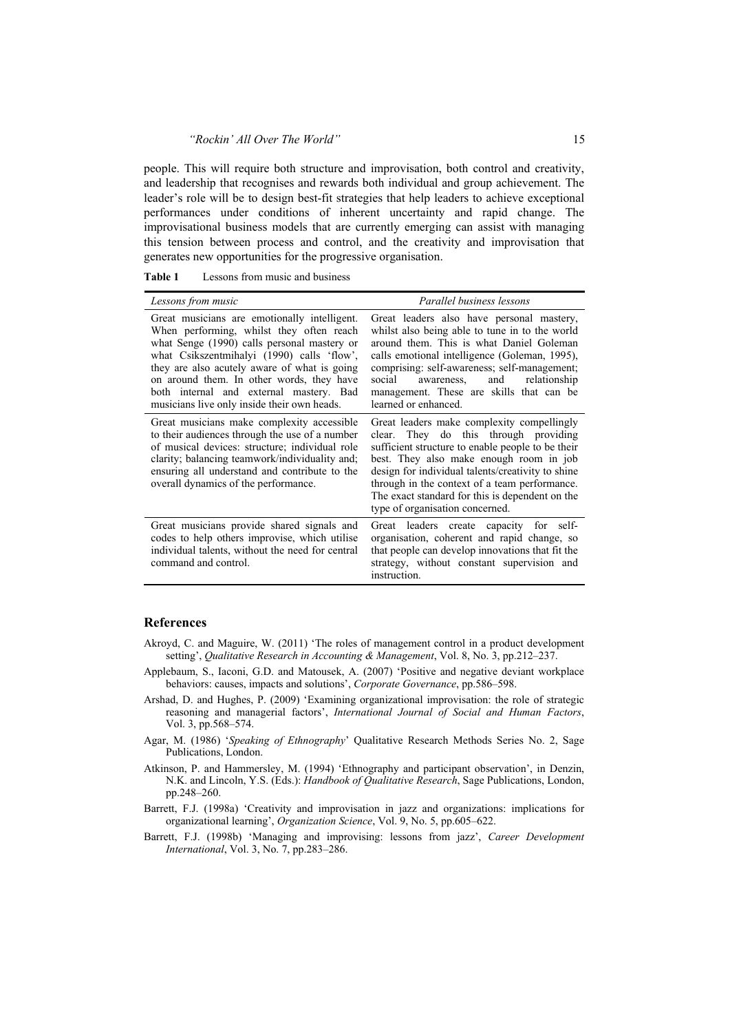people. This will require both structure and improvisation, both control and creativity, and leadership that recognises and rewards both individual and group achievement. The leader's role will be to design best-fit strategies that help leaders to achieve exceptional performances under conditions of inherent uncertainty and rapid change. The improvisational business models that are currently emerging can assist with managing this tension between process and control, and the creativity and improvisation that generates new opportunities for the progressive organisation.

**Table 1** Lessons from music and business

| *Lessons from music* | *Parallel business lessons* |
|---|---|
| Great musicians are emotionally intelligent. When performing, whilst they often reach what Senge (1990) calls personal mastery or what Csikszentmihalyi (1990) calls 'flow', they are also acutely aware of what is going on around them. In other words, they have both internal and external mastery. Bad musicians live only inside their own heads. | Great leaders also have personal mastery, whilst also being able to tune in to the world around them. This is what Daniel Goleman calls emotional intelligence (Goleman, 1995), comprising: self-awareness; self-management; social awareness, and relationship management. These are skills that can be learned or enhanced. |
| Great musicians make complexity accessible to their audiences through the use of a number of musical devices: structure; individual role clarity; balancing teamwork/individuality and; ensuring all understand and contribute to the overall dynamics of the performance. | Great leaders make complexity compellingly clear. They do this through providing sufficient structure to enable people to be their best. They also make enough room in job design for individual talents/creativity to shine through in the context of a team performance. The exact standard for this is dependent on the type of organisation concerned. |
| Great musicians provide shared signals and codes to help others improvise, which utilise individual talents, without the need for central command and control. | Great leaders create capacity for self-organisation, coherent and rapid change, so that people can develop innovations that fit the strategy, without constant supervision and instruction. |

## References

Akroyd, C. and Maguire, W. (2011) 'The roles of management control in a product development setting', *Qualitative Research in Accounting & Management*, Vol. 8, No. 3, pp.212–237.

Applebaum, S., Iaconi, G.D. and Matousek, A. (2007) 'Positive and negative deviant workplace behaviors: causes, impacts and solutions', *Corporate Governance*, pp.586–598.

Arshad, D. and Hughes, P. (2009) 'Examining organizational improvisation: the role of strategic reasoning and managerial factors', *International Journal of Social and Human Factors*, Vol. 3, pp.568–574.

Agar, M. (1986) '*Speaking of Ethnography*' Qualitative Research Methods Series No. 2, Sage Publications, London.

Atkinson, P. and Hammersley, M. (1994) 'Ethnography and participant observation', in Denzin, N.K. and Lincoln, Y.S. (Eds.): *Handbook of Qualitative Research*, Sage Publications, London, pp.248–260.

Barrett, F.J. (1998a) 'Creativity and improvisation in jazz and organizations: implications for organizational learning', *Organization Science*, Vol. 9, No. 5, pp.605–622.

Barrett, F.J. (1998b) 'Managing and improvising: lessons from jazz', *Career Development International*, Vol. 3, No. 7, pp.283–286.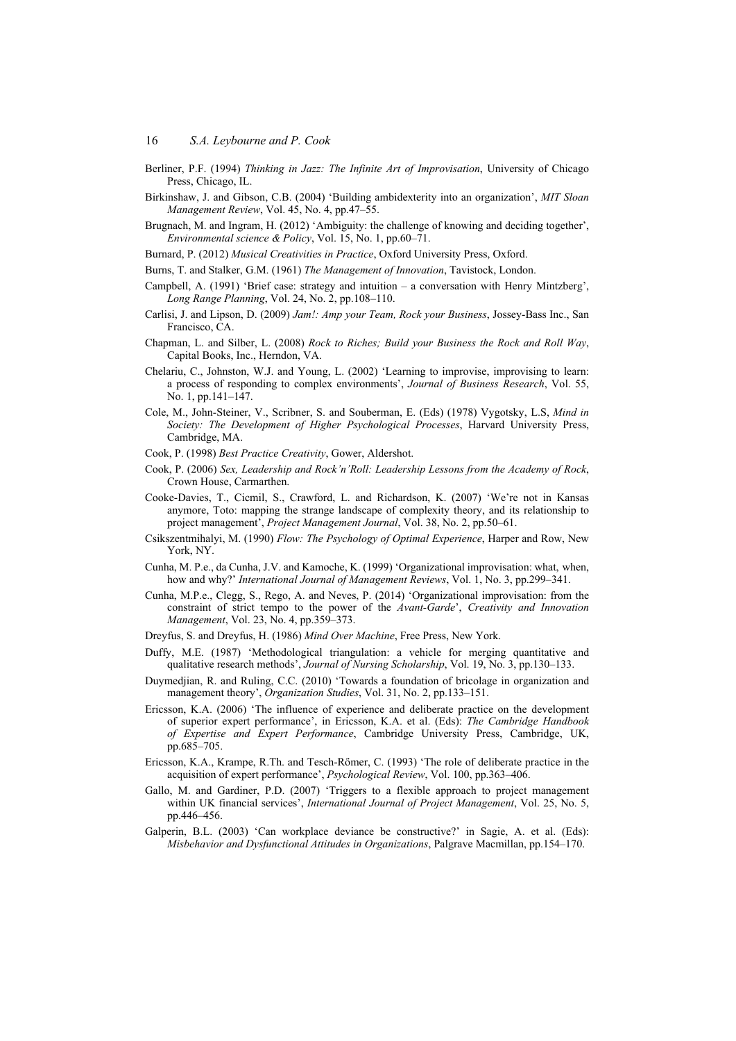Berliner, P.F. (1994) *Thinking in Jazz: The Infinite Art of Improvisation*, University of Chicago Press, Chicago, IL.

Birkinshaw, J. and Gibson, C.B. (2004) 'Building ambidexterity into an organization', *MIT Sloan Management Review*, Vol. 45, No. 4, pp.47–55.

Brugnach, M. and Ingram, H. (2012) 'Ambiguity: the challenge of knowing and deciding together', *Environmental science & Policy*, Vol. 15, No. 1, pp.60–71.

Burnard, P. (2012) *Musical Creativities in Practice*, Oxford University Press, Oxford.

Burns, T. and Stalker, G.M. (1961) *The Management of Innovation*, Tavistock, London.

Campbell, A. (1991) 'Brief case: strategy and intuition – a conversation with Henry Mintzberg', *Long Range Planning*, Vol. 24, No. 2, pp.108–110.

Carlisi, J. and Lipson, D. (2009) *Jam!: Amp your Team, Rock your Business*, Jossey-Bass Inc., San Francisco, CA.

Chapman, L. and Silber, L. (2008) *Rock to Riches; Build your Business the Rock and Roll Way*, Capital Books, Inc., Herndon, VA.

Chelariu, C., Johnston, W.J. and Young, L. (2002) 'Learning to improvise, improvising to learn: a process of responding to complex environments', *Journal of Business Research*, Vol. 55, No. 1, pp.141–147.

Cole, M., John-Steiner, V., Scribner, S. and Souberman, E. (Eds) (1978) Vygotsky, L.S, *Mind in Society: The Development of Higher Psychological Processes*, Harvard University Press, Cambridge, MA.

Cook, P. (1998) *Best Practice Creativity*, Gower, Aldershot.

Cook, P. (2006) *Sex, Leadership and Rock'n'Roll: Leadership Lessons from the Academy of Rock*, Crown House, Carmarthen.

Cooke-Davies, T., Cicmil, S., Crawford, L. and Richardson, K. (2007) 'We're not in Kansas anymore, Toto: mapping the strange landscape of complexity theory, and its relationship to project management', *Project Management Journal*, Vol. 38, No. 2, pp.50–61.

Csikszentmihalyi, M. (1990) *Flow: The Psychology of Optimal Experience*, Harper and Row, New York, NY.

Cunha, M. P.e., da Cunha, J.V. and Kamoche, K. (1999) 'Organizational improvisation: what, when, how and why?' *International Journal of Management Reviews*, Vol. 1, No. 3, pp.299–341.

Cunha, M.P.e., Clegg, S., Rego, A. and Neves, P. (2014) 'Organizational improvisation: from the constraint of strict tempo to the power of the *Avant-Garde*', *Creativity and Innovation Management*, Vol. 23, No. 4, pp.359–373.

Dreyfus, S. and Dreyfus, H. (1986) *Mind Over Machine*, Free Press, New York.

Duffy, M.E. (1987) 'Methodological triangulation: a vehicle for merging quantitative and qualitative research methods', *Journal of Nursing Scholarship*, Vol. 19, No. 3, pp.130–133.

Duymedjian, R. and Ruling, C.C. (2010) 'Towards a foundation of bricolage in organization and management theory', *Organization Studies*, Vol. 31, No. 2, pp.133–151.

Ericsson, K.A. (2006) 'The influence of experience and deliberate practice on the development of superior expert performance', in Ericsson, K.A. et al. (Eds): *The Cambridge Handbook of Expertise and Expert Performance*, Cambridge University Press, Cambridge, UK, pp.685–705.

Ericsson, K.A., Krampe, R.Th. and Tesch-Rőmer, C. (1993) 'The role of deliberate practice in the acquisition of expert performance', *Psychological Review*, Vol. 100, pp.363–406.

Gallo, M. and Gardiner, P.D. (2007) 'Triggers to a flexible approach to project management within UK financial services', *International Journal of Project Management*, Vol. 25, No. 5, pp.446–456.

Galperin, B.L. (2003) 'Can workplace deviance be constructive?' in Sagie, A. et al. (Eds): *Misbehavior and Dysfunctional Attitudes in Organizations*, Palgrave Macmillan, pp.154–170.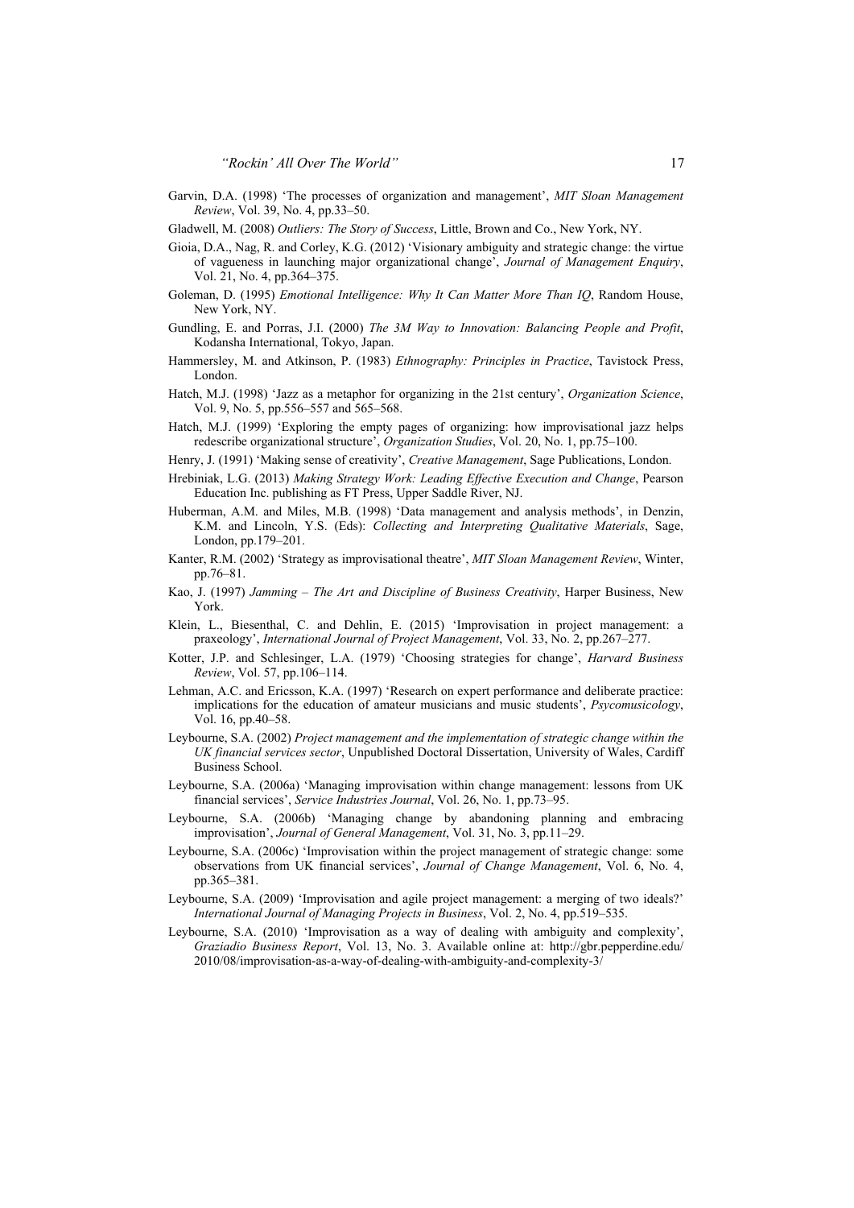Garvin, D.A. (1998) 'The processes of organization and management', *MIT Sloan Management Review*, Vol. 39, No. 4, pp.33–50.

Gladwell, M. (2008) *Outliers: The Story of Success*, Little, Brown and Co., New York, NY.

Gioia, D.A., Nag, R. and Corley, K.G. (2012) 'Visionary ambiguity and strategic change: the virtue of vagueness in launching major organizational change', *Journal of Management Enquiry*, Vol. 21, No. 4, pp.364–375.

Goleman, D. (1995) *Emotional Intelligence: Why It Can Matter More Than IQ*, Random House, New York, NY.

Gundling, E. and Porras, J.I. (2000) *The 3M Way to Innovation: Balancing People and Profit*, Kodansha International, Tokyo, Japan.

Hammersley, M. and Atkinson, P. (1983) *Ethnography: Principles in Practice*, Tavistock Press, London.

Hatch, M.J. (1998) 'Jazz as a metaphor for organizing in the 21st century', *Organization Science*, Vol. 9, No. 5, pp.556–557 and 565–568.

Hatch, M.J. (1999) 'Exploring the empty pages of organizing: how improvisational jazz helps redescribe organizational structure', *Organization Studies*, Vol. 20, No. 1, pp.75–100.

Henry, J. (1991) 'Making sense of creativity', *Creative Management*, Sage Publications, London.

Hrebiniak, L.G. (2013) *Making Strategy Work: Leading Effective Execution and Change*, Pearson Education Inc. publishing as FT Press, Upper Saddle River, NJ.

Huberman, A.M. and Miles, M.B. (1998) 'Data management and analysis methods', in Denzin, K.M. and Lincoln, Y.S. (Eds): *Collecting and Interpreting Qualitative Materials*, Sage, London, pp.179–201.

Kanter, R.M. (2002) 'Strategy as improvisational theatre', *MIT Sloan Management Review*, Winter, pp.76–81.

Kao, J. (1997) *Jamming – The Art and Discipline of Business Creativity*, Harper Business, New York.

Klein, L., Biesenthal, C. and Dehlin, E. (2015) 'Improvisation in project management: a praxeology', *International Journal of Project Management*, Vol. 33, No. 2, pp.267–277.

Kotter, J.P. and Schlesinger, L.A. (1979) 'Choosing strategies for change', *Harvard Business Review*, Vol. 57, pp.106–114.

Lehman, A.C. and Ericsson, K.A. (1997) 'Research on expert performance and deliberate practice: implications for the education of amateur musicians and music students', *Psycomusicology*, Vol. 16, pp.40–58.

Leybourne, S.A. (2002) *Project management and the implementation of strategic change within the UK financial services sector*, Unpublished Doctoral Dissertation, University of Wales, Cardiff Business School.

Leybourne, S.A. (2006a) 'Managing improvisation within change management: lessons from UK financial services', *Service Industries Journal*, Vol. 26, No. 1, pp.73–95.

Leybourne, S.A. (2006b) 'Managing change by abandoning planning and embracing improvisation', *Journal of General Management*, Vol. 31, No. 3, pp.11–29.

Leybourne, S.A. (2006c) 'Improvisation within the project management of strategic change: some observations from UK financial services', *Journal of Change Management*, Vol. 6, No. 4, pp.365–381.

Leybourne, S.A. (2009) 'Improvisation and agile project management: a merging of two ideals?' *International Journal of Managing Projects in Business*, Vol. 2, No. 4, pp.519–535.

Leybourne, S.A. (2010) 'Improvisation as a way of dealing with ambiguity and complexity', *Graziadio Business Report*, Vol. 13, No. 3. Available online at: http://gbr.pepperdine.edu/2010/08/improvisation-as-a-way-of-dealing-with-ambiguity-and-complexity-3/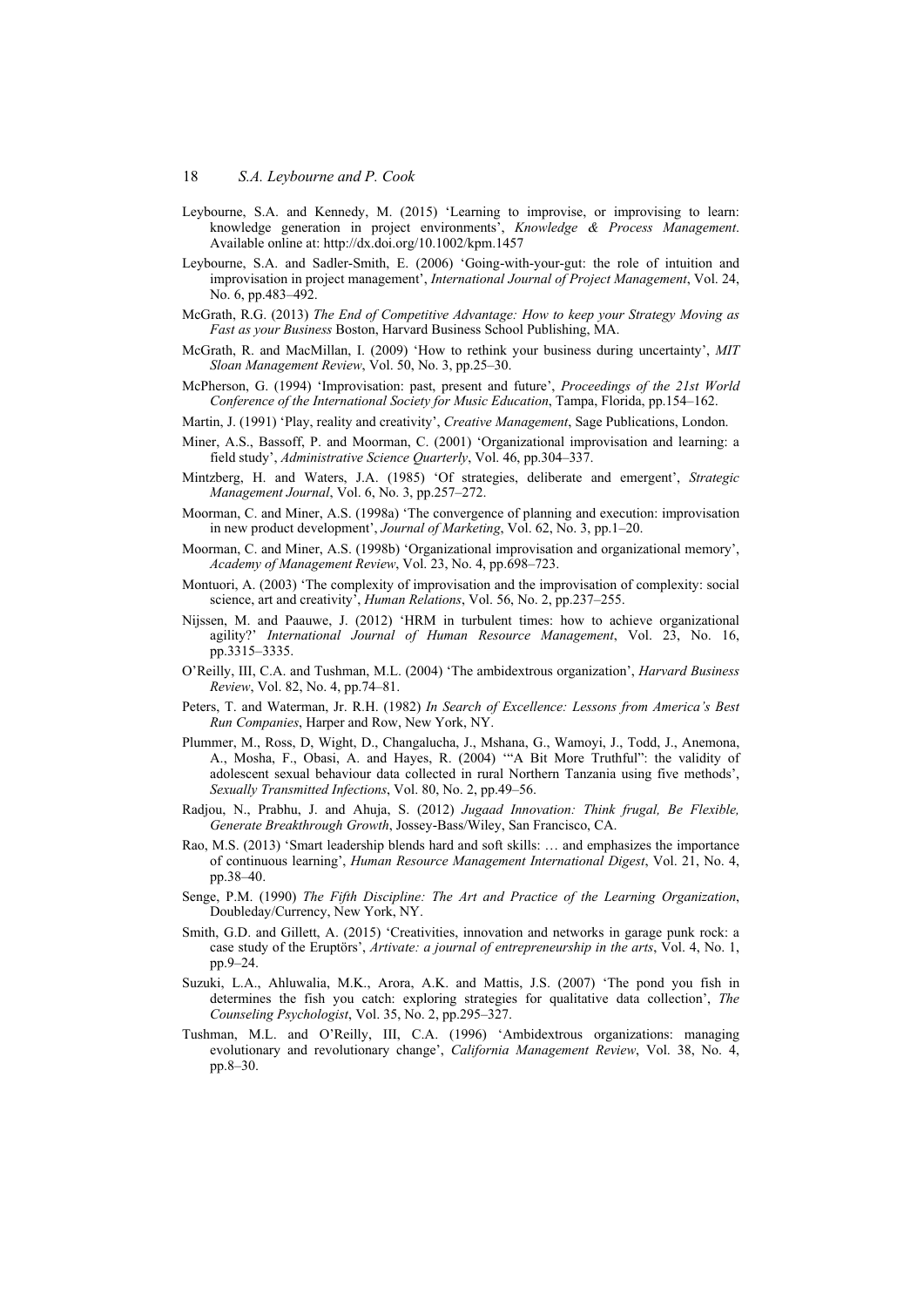Leybourne, S.A. and Kennedy, M. (2015) 'Learning to improvise, or improvising to learn: knowledge generation in project environments', *Knowledge & Process Management*. Available online at: http://dx.doi.org/10.1002/kpm.1457

Leybourne, S.A. and Sadler-Smith, E. (2006) 'Going-with-your-gut: the role of intuition and improvisation in project management', *International Journal of Project Management*, Vol. 24, No. 6, pp.483–492.

McGrath, R.G. (2013) *The End of Competitive Advantage: How to keep your Strategy Moving as Fast as your Business* Boston, Harvard Business School Publishing, MA.

McGrath, R. and MacMillan, I. (2009) 'How to rethink your business during uncertainty', *MIT Sloan Management Review*, Vol. 50, No. 3, pp.25–30.

McPherson, G. (1994) 'Improvisation: past, present and future', *Proceedings of the 21st World Conference of the International Society for Music Education*, Tampa, Florida, pp.154–162.

Martin, J. (1991) 'Play, reality and creativity', *Creative Management*, Sage Publications, London.

Miner, A.S., Bassoff, P. and Moorman, C. (2001) 'Organizational improvisation and learning: a field study', *Administrative Science Quarterly*, Vol. 46, pp.304–337.

Mintzberg, H. and Waters, J.A. (1985) 'Of strategies, deliberate and emergent', *Strategic Management Journal*, Vol. 6, No. 3, pp.257–272.

Moorman, C. and Miner, A.S. (1998a) 'The convergence of planning and execution: improvisation in new product development', *Journal of Marketing*, Vol. 62, No. 3, pp.1–20.

Moorman, C. and Miner, A.S. (1998b) 'Organizational improvisation and organizational memory', *Academy of Management Review*, Vol. 23, No. 4, pp.698–723.

Montuori, A. (2003) 'The complexity of improvisation and the improvisation of complexity: social science, art and creativity', *Human Relations*, Vol. 56, No. 2, pp.237–255.

Nijssen, M. and Paauwe, J. (2012) 'HRM in turbulent times: how to achieve organizational agility?' *International Journal of Human Resource Management*, Vol. 23, No. 16, pp.3315–3335.

O'Reilly, III, C.A. and Tushman, M.L. (2004) 'The ambidextrous organization', *Harvard Business Review*, Vol. 82, No. 4, pp.74–81.

Peters, T. and Waterman, Jr. R.H. (1982) *In Search of Excellence: Lessons from America's Best Run Companies*, Harper and Row, New York, NY.

Plummer, M., Ross, D, Wight, D., Changalucha, J., Mshana, G., Wamoyi, J., Todd, J., Anemona, A., Mosha, F., Obasi, A. and Hayes, R. (2004) '"A Bit More Truthful": the validity of adolescent sexual behaviour data collected in rural Northern Tanzania using five methods', *Sexually Transmitted Infections*, Vol. 80, No. 2, pp.49–56.

Radjou, N., Prabhu, J. and Ahuja, S. (2012) *Jugaad Innovation: Think frugal, Be Flexible, Generate Breakthrough Growth*, Jossey-Bass/Wiley, San Francisco, CA.

Rao, M.S. (2013) 'Smart leadership blends hard and soft skills: … and emphasizes the importance of continuous learning', *Human Resource Management International Digest*, Vol. 21, No. 4, pp.38–40.

Senge, P.M. (1990) *The Fifth Discipline: The Art and Practice of the Learning Organization*, Doubleday/Currency, New York, NY.

Smith, G.D. and Gillett, A. (2015) 'Creativities, innovation and networks in garage punk rock: a case study of the Eruptörs', *Artivate: a journal of entrepreneurship in the arts*, Vol. 4, No. 1, pp.9–24.

Suzuki, L.A., Ahluwalia, M.K., Arora, A.K. and Mattis, J.S. (2007) 'The pond you fish in determines the fish you catch: exploring strategies for qualitative data collection', *The Counseling Psychologist*, Vol. 35, No. 2, pp.295–327.

Tushman, M.L. and O'Reilly, III, C.A. (1996) 'Ambidextrous organizations: managing evolutionary and revolutionary change', *California Management Review*, Vol. 38, No. 4, pp.8–30.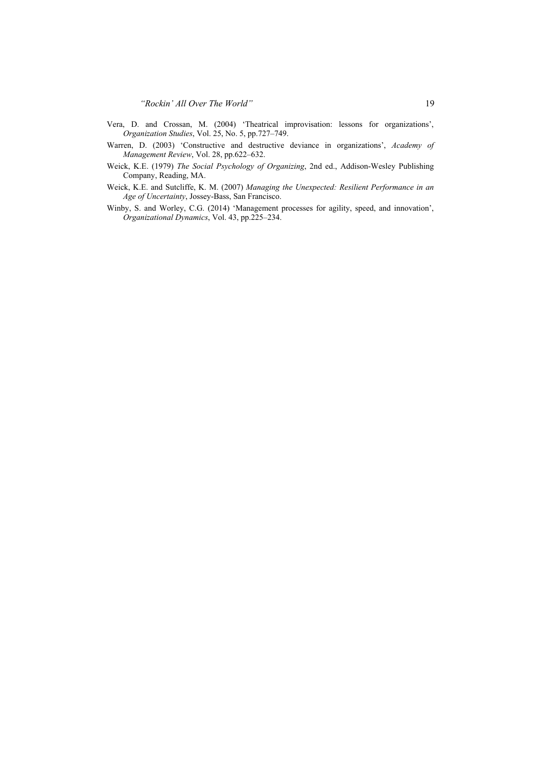Vera, D. and Crossan, M. (2004) 'Theatrical improvisation: lessons for organizations', *Organization Studies*, Vol. 25, No. 5, pp.727–749.

Warren, D. (2003) 'Constructive and destructive deviance in organizations', *Academy of Management Review*, Vol. 28, pp.622–632.

Weick, K.E. (1979) *The Social Psychology of Organizing*, 2nd ed., Addison-Wesley Publishing Company, Reading, MA.

Weick, K.E. and Sutcliffe, K. M. (2007) *Managing the Unexpected: Resilient Performance in an Age of Uncertainty*, Jossey-Bass, San Francisco.

Winby, S. and Worley, C.G. (2014) 'Management processes for agility, speed, and innovation', *Organizational Dynamics*, Vol. 43, pp.225–234.